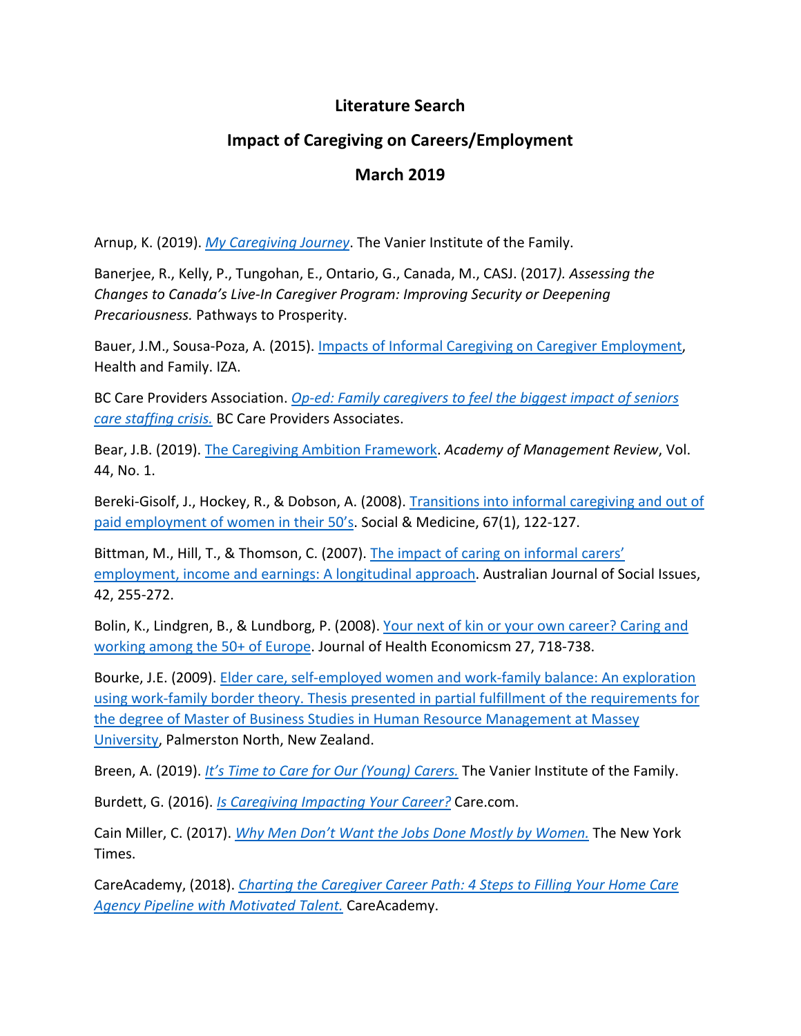# Literature Search

## Impact of Caregiving on Careers/Employment

## March 2019

Arnup, K. (2019). *My Caregiving Journey*. The Vanier Institute of the Family.

Banerjee, R., Kelly, P., Tungohan, E., Ontario, G., Canada, M., CASJ. (2017*). Assessing the Changes to Canada's Live-In Caregiver Program: Improving Security or Deepening Precariousness.* Pathways to Prosperity.

Bauer, J.M., Sousa-Poza, A. (2015). Impacts of Informal Caregiving on Caregiver Employment, Health and Family. IZA.

BC Care Providers Association. *Op-ed: Family caregivers to feel the biggest impact of seniors care staffing crisis.* BC Care Providers Associates.

Bear, J.B. (2019). The Caregiving Ambition Framework. *Academy of Management Review*, Vol. 44, No. 1.

Bereki-Gisolf, J., Hockey, R., & Dobson, A. (2008). Transitions into informal caregiving and out of paid employment of women in their 50's. Social & Medicine, 67(1), 122-127.

Bittman, M., Hill, T., & Thomson, C. (2007). The impact of caring on informal carers' employment, income and earnings: A longitudinal approach. Australian Journal of Social Issues, 42, 255-272.

Bolin, K., Lindgren, B., & Lundborg, P. (2008). Your next of kin or your own career? Caring and working among the 50+ of Europe. Journal of Health Economicsm 27, 718-738.

Bourke, J.E. (2009). Elder care, self-employed women and work-family balance: An exploration using work-family border theory. Thesis presented in partial fulfillment of the requirements for the degree of Master of Business Studies in Human Resource Management at Massey University, Palmerston North, New Zealand.

Breen, A. (2019). *It's Time to Care for Our (Young) Carers.* The Vanier Institute of the Family.

Burdett, G. (2016). *Is Caregiving Impacting Your Career?* Care.com.

Cain Miller, C. (2017). *Why Men Don't Want the Jobs Done Mostly by Women.* The New York Times.

CareAcademy, (2018). *Charting the Caregiver Career Path: 4 Steps to Filling Your Home Care Agency Pipeline with Motivated Talent.* CareAcademy.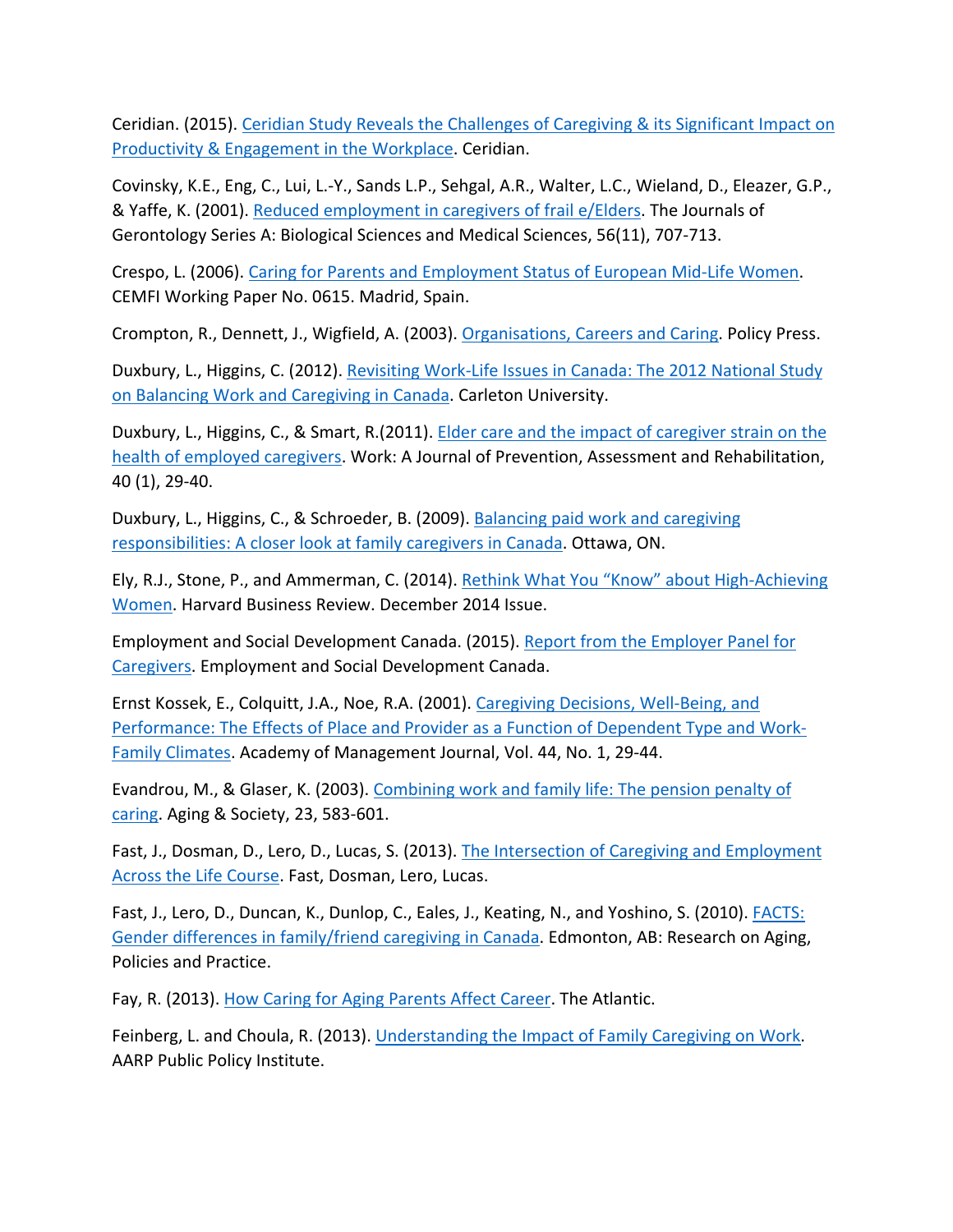Ceridian. (2015). Ceridian Study Reveals the Challenges of Caregiving & its Significant Impact on Productivity & Engagement in the Workplace. Ceridian.

Covinsky, K.E., Eng, C., Lui, L.-Y., Sands L.P., Sehgal, A.R., Walter, L.C., Wieland, D., Eleazer, G.P., & Yaffe, K. (2001). Reduced employment in caregivers of frail e/Elders. The Journals of Gerontology Series A: Biological Sciences and Medical Sciences, 56(11), 707-713.

Crespo, L. (2006). Caring for Parents and Employment Status of European Mid-Life Women. CEMFI Working Paper No. 0615. Madrid, Spain.

Crompton, R., Dennett, J., Wigfield, A. (2003). Organisations, Careers and Caring. Policy Press.

Duxbury, L., Higgins, C. (2012). Revisiting Work-Life Issues in Canada: The 2012 National Study on Balancing Work and Caregiving in Canada. Carleton University.

Duxbury, L., Higgins, C., & Smart, R.(2011). Elder care and the impact of caregiver strain on the health of employed caregivers. Work: A Journal of Prevention, Assessment and Rehabilitation, 40 (1), 29-40.

Duxbury, L., Higgins, C., & Schroeder, B. (2009). Balancing paid work and caregiving responsibilities: A closer look at family caregivers in Canada. Ottawa, ON.

Ely, R.J., Stone, P., and Ammerman, C. (2014). Rethink What You "Know" about High-Achieving Women. Harvard Business Review. December 2014 Issue.

Employment and Social Development Canada. (2015). Report from the Employer Panel for Caregivers. Employment and Social Development Canada.

Ernst Kossek, E., Colquitt, J.A., Noe, R.A. (2001). Caregiving Decisions, Well-Being, and Performance: The Effects of Place and Provider as a Function of Dependent Type and Work-Family Climates. Academy of Management Journal, Vol. 44, No. 1, 29-44.

Evandrou, M., & Glaser, K. (2003). Combining work and family life: The pension penalty of caring. Aging & Society, 23, 583-601.

Fast, J., Dosman, D., Lero, D., Lucas, S. (2013). The Intersection of Caregiving and Employment Across the Life Course. Fast, Dosman, Lero, Lucas.

Fast, J., Lero, D., Duncan, K., Dunlop, C., Eales, J., Keating, N., and Yoshino, S. (2010). FACTS: Gender differences in family/friend caregiving in Canada. Edmonton, AB: Research on Aging, Policies and Practice.

Fay, R. (2013). How Caring for Aging Parents Affect Career. The Atlantic.

Feinberg, L. and Choula, R. (2013). Understanding the Impact of Family Caregiving on Work. AARP Public Policy Institute.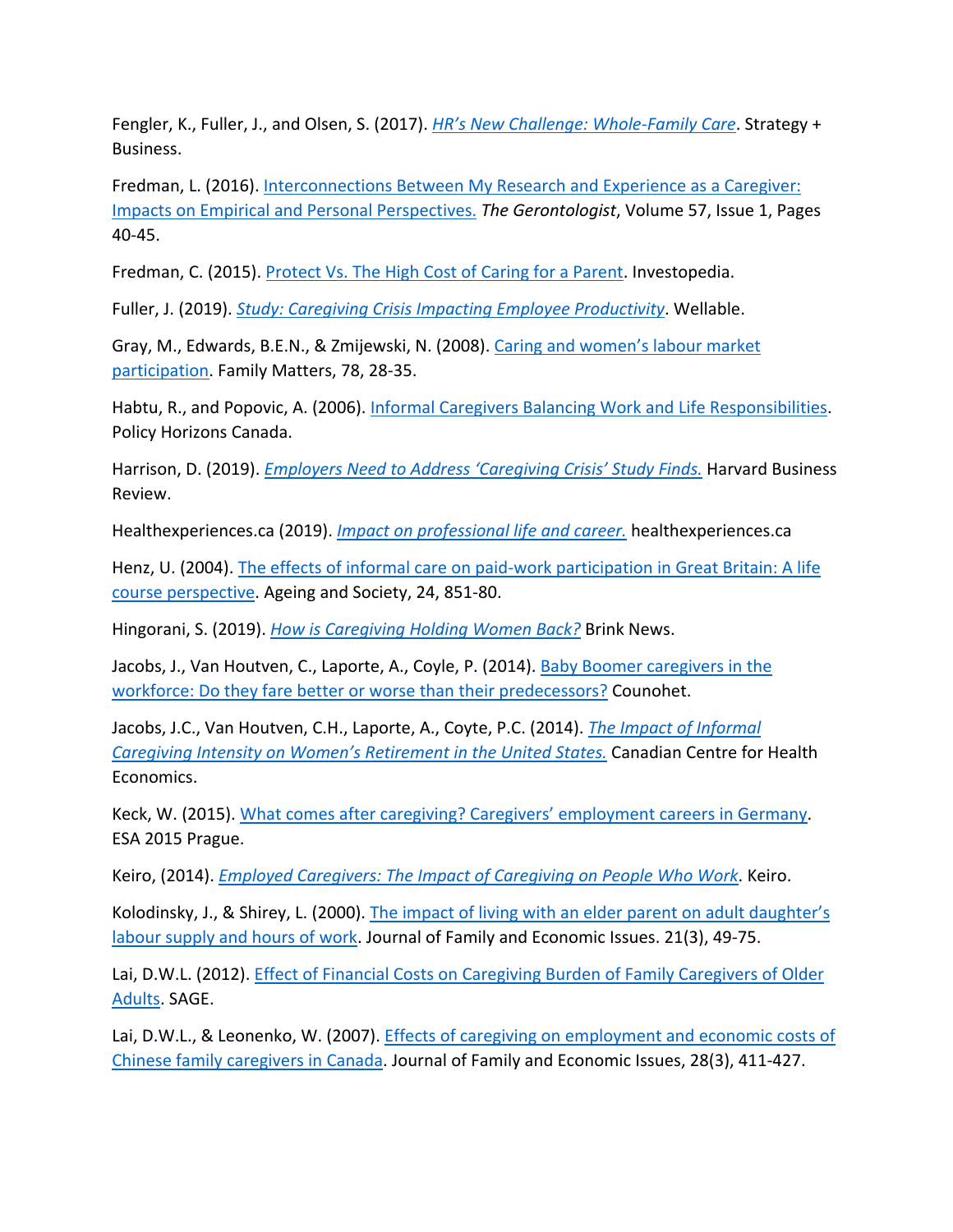Fengler, K., Fuller, J., and Olsen, S. (2017). *HR's New Challenge: Whole-Family Care*. Strategy + Business.

Fredman, L. (2016). Interconnections Between My Research and Experience as a Caregiver: Impacts on Empirical and Personal Perspectives. *The Gerontologist*, Volume 57, Issue 1, Pages 40-45.

Fredman, C. (2015). Protect Vs. The High Cost of Caring for a Parent. Investopedia.

Fuller, J. (2019). *Study: Caregiving Crisis Impacting Employee Productivity*. Wellable.

Gray, M., Edwards, B.E.N., & Zmijewski, N. (2008). Caring and women's labour market participation. Family Matters, 78, 28-35.

Habtu, R., and Popovic, A. (2006). Informal Caregivers Balancing Work and Life Responsibilities. Policy Horizons Canada.

Harrison, D. (2019). *Employers Need to Address 'Caregiving Crisis' Study Finds.* Harvard Business Review.

Healthexperiences.ca (2019). *Impact on professional life and career.* healthexperiences.ca

Henz, U. (2004). The effects of informal care on paid-work participation in Great Britain: A life course perspective. Ageing and Society, 24, 851-80.

Hingorani, S. (2019). *How is Caregiving Holding Women Back?* Brink News.

Jacobs, J., Van Houtven, C., Laporte, A., Coyle, P. (2014). Baby Boomer caregivers in the workforce: Do they fare better or worse than their predecessors? Counohet.

Jacobs, J.C., Van Houtven, C.H., Laporte, A., Coyte, P.C. (2014). *The Impact of Informal Caregiving Intensity on Women's Retirement in the United States.* Canadian Centre for Health Economics.

Keck, W. (2015). What comes after caregiving? Caregivers' employment careers in Germany. ESA 2015 Prague.

Keiro, (2014). *Employed Caregivers: The Impact of Caregiving on People Who Work*. Keiro.

Kolodinsky, J., & Shirey, L. (2000). The impact of living with an elder parent on adult daughter's labour supply and hours of work. Journal of Family and Economic Issues. 21(3), 49-75.

Lai, D.W.L. (2012). Effect of Financial Costs on Caregiving Burden of Family Caregivers of Older Adults. SAGE.

Lai, D.W.L., & Leonenko, W. (2007). Effects of caregiving on employment and economic costs of Chinese family caregivers in Canada. Journal of Family and Economic Issues, 28(3), 411-427.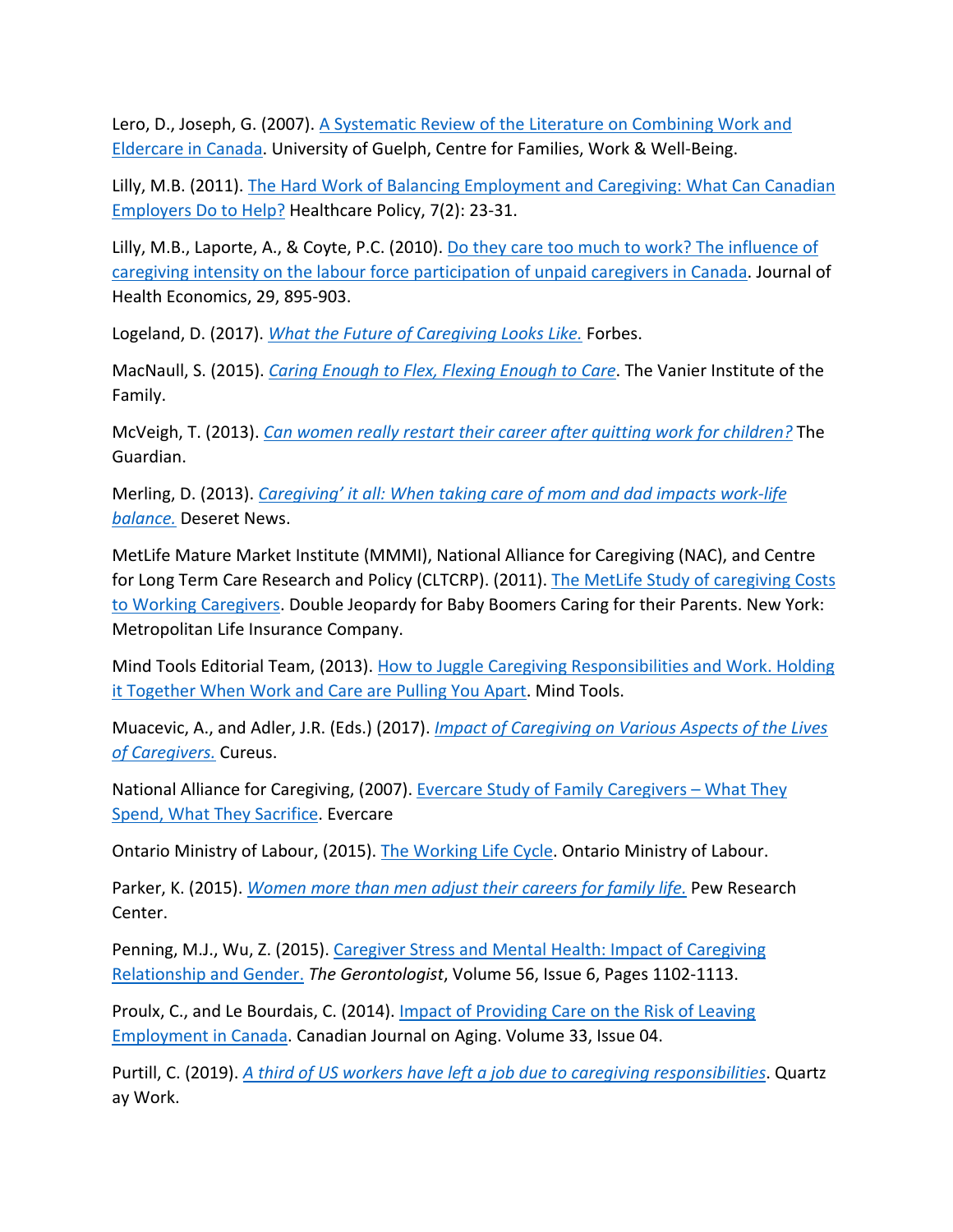Lero, D., Joseph, G. (2007). [A Systematic Review of the Literature on Combining Work and Eldercare in Canada](). University of Guelph, Centre for Families, Work & Well-Being.

Lilly, M.B. (2011). [The Hard Work of Balancing Employment and Caregiving: What Can Canadian Employers Do to Help?]() Healthcare Policy, 7(2): 23-31.

Lilly, M.B., Laporte, A., & Coyte, P.C. (2010). [Do they care too much to work? The influence of caregiving intensity on the labour force participation of unpaid caregivers in Canada](). Journal of Health Economics, 29, 895-903.

Logeland, D. (2017). [*What the Future of Caregiving Looks Like.*]() Forbes.

MacNaull, S. (2015). [*Caring Enough to Flex, Flexing Enough to Care*](). The Vanier Institute of the Family.

McVeigh, T. (2013). [*Can women really restart their career after quitting work for children?*]() The Guardian.

Merling, D. (2013). [*Caregiving' it all: When taking care of mom and dad impacts work-life balance.*]() Deseret News.

MetLife Mature Market Institute (MMMI), National Alliance for Caregiving (NAC), and Centre for Long Term Care Research and Policy (CLTCRP). (2011). [The MetLife Study of caregiving Costs to Working Caregivers](). Double Jeopardy for Baby Boomers Caring for their Parents. New York: Metropolitan Life Insurance Company.

Mind Tools Editorial Team, (2013). [How to Juggle Caregiving Responsibilities and Work. Holding it Together When Work and Care are Pulling You Apart](). Mind Tools.

Muacevic, A., and Adler, J.R. (Eds.) (2017). [*Impact of Caregiving on Various Aspects of the Lives of Caregivers.*]() Cureus.

National Alliance for Caregiving, (2007). [Evercare Study of Family Caregivers – What They Spend, What They Sacrifice](). Evercare

Ontario Ministry of Labour, (2015). [The Working Life Cycle](). Ontario Ministry of Labour.

Parker, K. (2015). [*Women more than men adjust their careers for family life.*]() Pew Research Center.

Penning, M.J., Wu, Z. (2015). [Caregiver Stress and Mental Health: Impact of Caregiving Relationship and Gender.]() *The Gerontologist*, Volume 56, Issue 6, Pages 1102-1113.

Proulx, C., and Le Bourdais, C. (2014). [Impact of Providing Care on the Risk of Leaving Employment in Canada](). Canadian Journal on Aging. Volume 33, Issue 04.

Purtill, C. (2019). [*A third of US workers have left a job due to caregiving responsibilities*](). Quartz ay Work.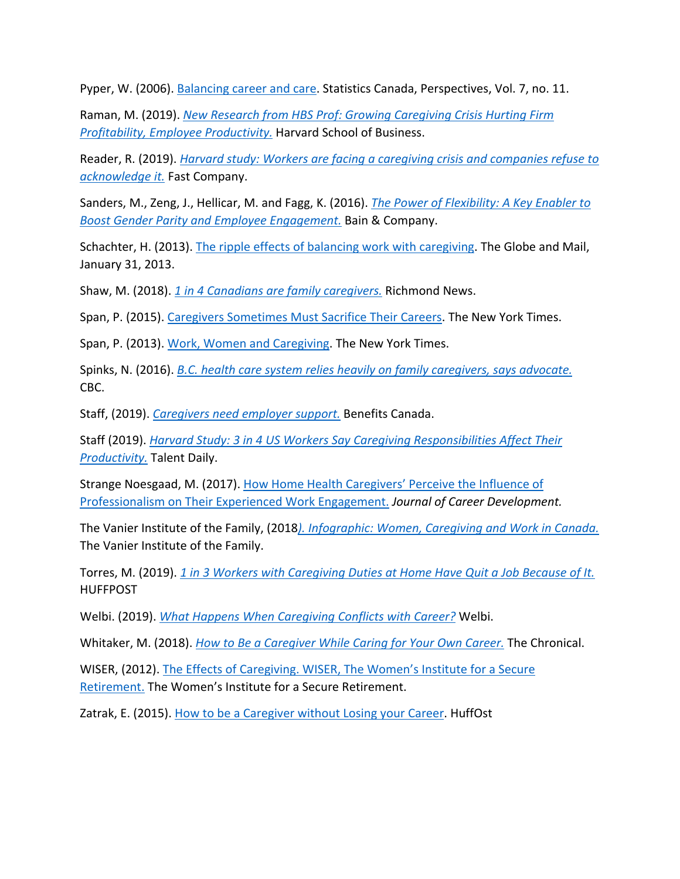Pyper, W. (2006). Balancing career and care. Statistics Canada, Perspectives, Vol. 7, no. 11.

Raman, M. (2019). *New Research from HBS Prof: Growing Caregiving Crisis Hurting Firm Profitability, Employee Productivity.* Harvard School of Business.

Reader, R. (2019). *Harvard study: Workers are facing a caregiving crisis and companies refuse to acknowledge it.* Fast Company.

Sanders, M., Zeng, J., Hellicar, M. and Fagg, K. (2016). *The Power of Flexibility: A Key Enabler to Boost Gender Parity and Employee Engagement.* Bain & Company.

Schachter, H. (2013). The ripple effects of balancing work with caregiving. The Globe and Mail, January 31, 2013.

Shaw, M. (2018). *1 in 4 Canadians are family caregivers.* Richmond News.

Span, P. (2015). Caregivers Sometimes Must Sacrifice Their Careers. The New York Times.

Span, P. (2013). Work, Women and Caregiving. The New York Times.

Spinks, N. (2016). *B.C. health care system relies heavily on family caregivers, says advocate.* CBC.

Staff, (2019). *Caregivers need employer support.* Benefits Canada.

Staff (2019). *Harvard Study: 3 in 4 US Workers Say Caregiving Responsibilities Affect Their Productivity.* Talent Daily.

Strange Noesgaad, M. (2017). How Home Health Caregivers' Perceive the Influence of Professionalism on Their Experienced Work Engagement. *Journal of Career Development.*

The Vanier Institute of the Family, (2018*). Infographic: Women, Caregiving and Work in Canada.* The Vanier Institute of the Family.

Torres, M. (2019). *1 in 3 Workers with Caregiving Duties at Home Have Quit a Job Because of It.* HUFFPOST

Welbi. (2019). *What Happens When Caregiving Conflicts with Career?* Welbi.

Whitaker, M. (2018). *How to Be a Caregiver While Caring for Your Own Career.* The Chronical.

WISER, (2012). The Effects of Caregiving. WISER, The Women's Institute for a Secure Retirement. The Women's Institute for a Secure Retirement.

Zatrak, E. (2015). How to be a Caregiver without Losing your Career. HuffOst